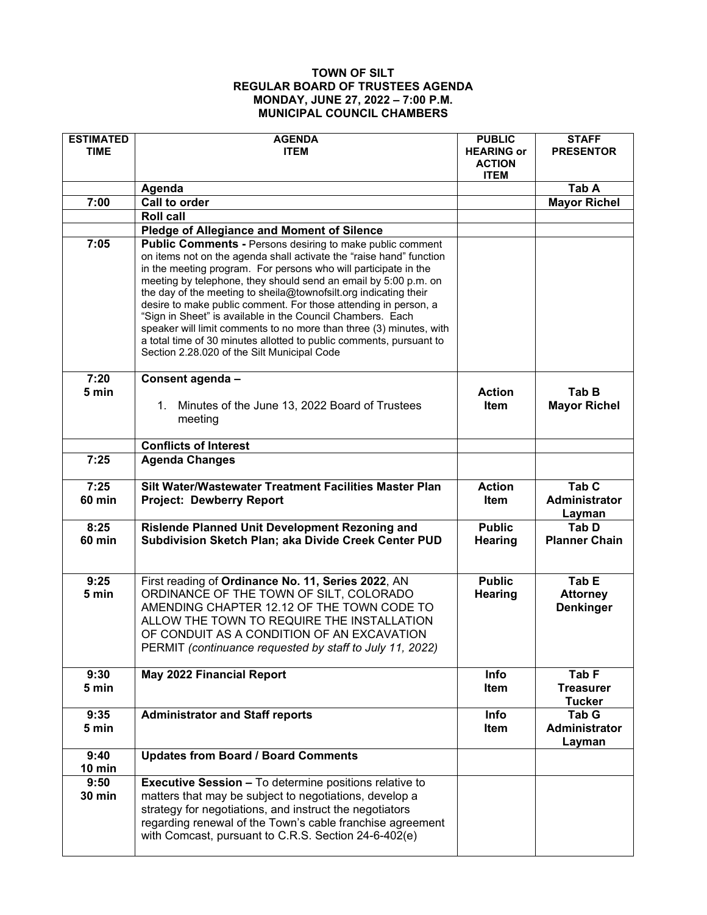# TOWN OF SILT
## REGULAR BOARD OF TRUSTEES AGENDA
## MONDAY, JUNE 27, 2022 – 7:00 P.M.
## MUNICIPAL COUNCIL CHAMBERS

| ESTIMATED TIME | AGENDA ITEM | PUBLIC HEARING or ACTION ITEM | STAFF PRESENTOR |
|---|---|---|---|
| | **Agenda** | | **Tab A** |
| **7:00** | **Call to order** | | **Mayor Richel** |
| | **Roll call** | | |
| | **Pledge of Allegiance and Moment of Silence** | | |
| **7:05** | **Public Comments -** Persons desiring to make public comment on items not on the agenda shall activate the "raise hand" function in the meeting program. For persons who will participate in the meeting by telephone, they should send an email by 5:00 p.m. on the day of the meeting to sheila@townofsilt.org indicating their desire to make public comment. For those attending in person, a "Sign in Sheet" is available in the Council Chambers. Each speaker will limit comments to no more than three (3) minutes, with a total time of 30 minutes allotted to public comments, pursuant to Section 2.28.020 of the Silt Municipal Code | | |
| **7:20 5 min** | **Consent agenda –** 1. Minutes of the June 13, 2022 Board of Trustees meeting | **Action Item** | **Tab B Mayor Richel** |
| | **Conflicts of Interest** | | |
| **7:25** | **Agenda Changes** | | |
| **7:25 60 min** | **Silt Water/Wastewater Treatment Facilities Master Plan Project: Dewberry Report** | **Action Item** | **Tab C Administrator Layman** |
| **8:25 60 min** | **Rislende Planned Unit Development Rezoning and Subdivision Sketch Plan; aka Divide Creek Center PUD** | **Public Hearing** | **Tab D Planner Chain** |
| **9:25 5 min** | First reading of **Ordinance No. 11, Series 2022**, AN ORDINANCE OF THE TOWN OF SILT, COLORADO AMENDING CHAPTER 12.12 OF THE TOWN CODE TO ALLOW THE TOWN TO REQUIRE THE INSTALLATION OF CONDUIT AS A CONDITION OF AN EXCAVATION PERMIT *(continuance requested by staff to July 11, 2022)* | **Public Hearing** | **Tab E Attorney Denkinger** |
| **9:30 5 min** | **May 2022 Financial Report** | **Info Item** | **Tab F Treasurer Tucker** |
| **9:35 5 min** | **Administrator and Staff reports** | **Info Item** | **Tab G Administrator Layman** |
| **9:40 10 min** | **Updates from Board / Board Comments** | | |
| **9:50 30 min** | **Executive Session –** To determine positions relative to matters that may be subject to negotiations, develop a strategy for negotiations, and instruct the negotiators regarding renewal of the Town's cable franchise agreement with Comcast, pursuant to C.R.S. Section 24-6-402(e) | | |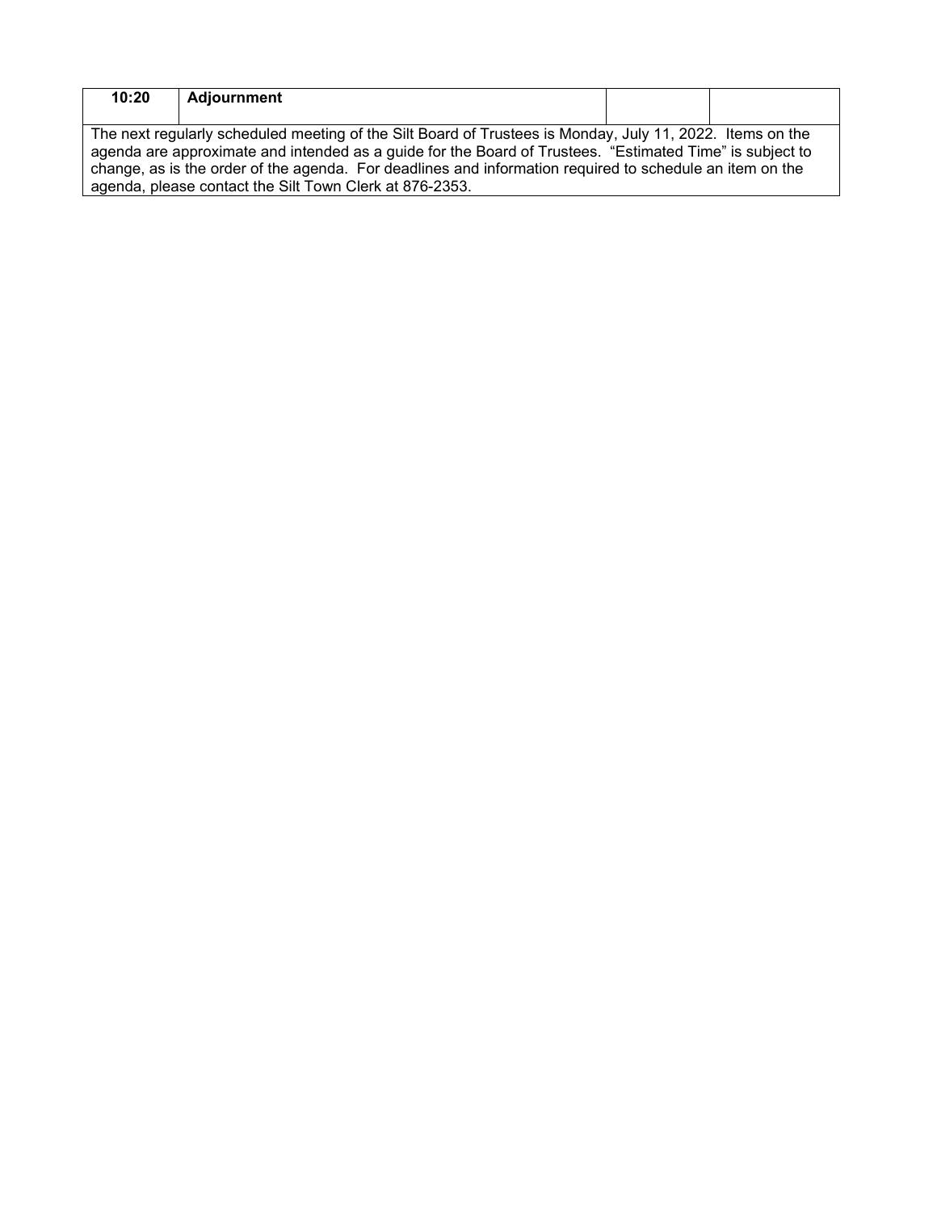| | | | |
|---|---|---|---|
| **10:20** | **Adjournment** | | |

The next regularly scheduled meeting of the Silt Board of Trustees is Monday, July 11, 2022. Items on the agenda are approximate and intended as a guide for the Board of Trustees. "Estimated Time" is subject to change, as is the order of the agenda. For deadlines and information required to schedule an item on the agenda, please contact the Silt Town Clerk at 876-2353.